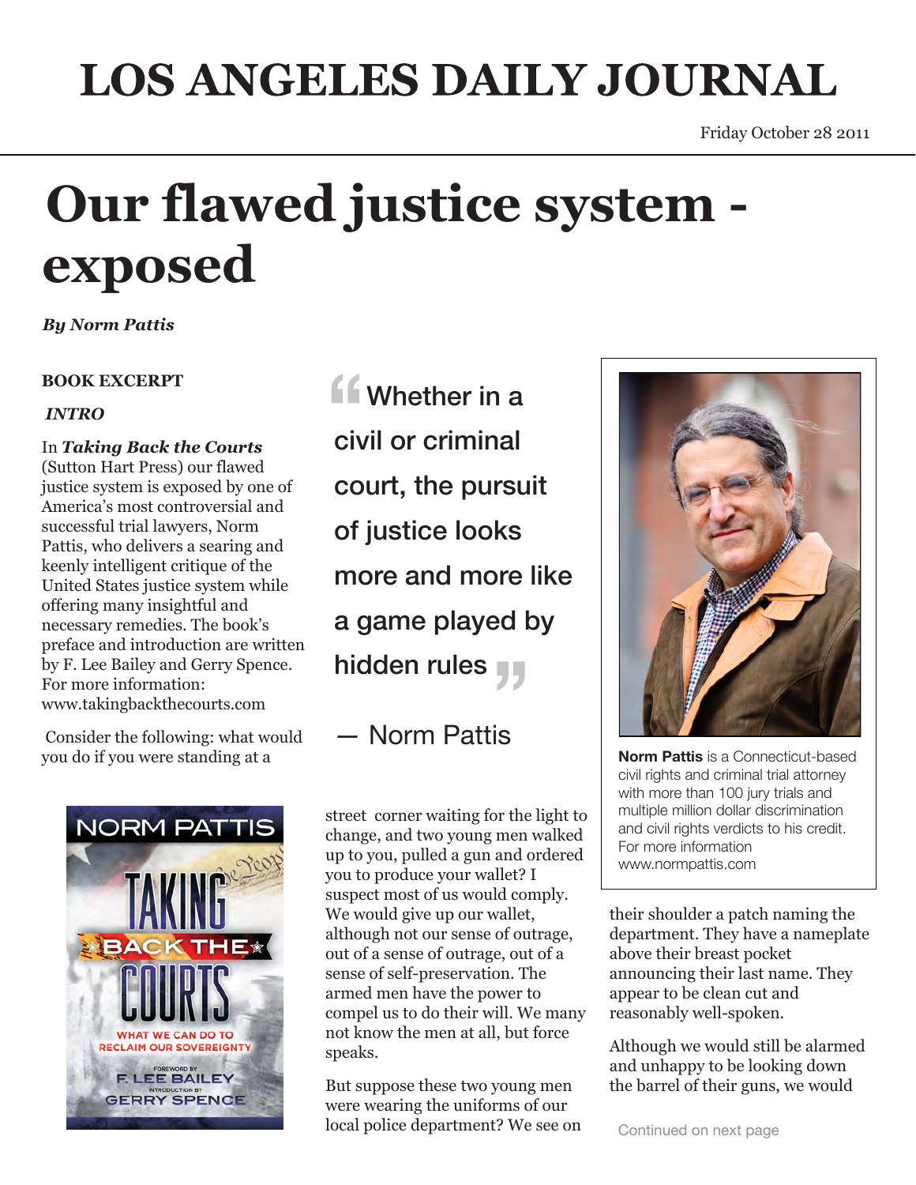# LOS ANGELES DAILY JOURNAL

Friday October 28 2011

# Our flawed justice system - exposed

***By Norm Pattis***

**BOOK EXCERPT**

***INTRO***

In ***Taking Back the Courts*** (Sutton Hart Press) our flawed justice system is exposed by one of America's most controversial and successful trial lawyers, Norm Pattis, who delivers a searing and keenly intelligent critique of the United States justice system while offering many insightful and necessary remedies. The book's preface and introduction are written by F. Lee Bailey and Gerry Spence. For more information: www.takingbackthecourts.com

> "Whether in a civil or criminal court, the pursuit of justice looks more and more like a game played by hidden rules"
>
> — Norm Pattis

Consider the following: what would you do if you were standing at a street corner waiting for the light to change, and two young men walked up to you, pulled a gun and ordered you to produce your wallet? I suspect most of us would comply. We would give up our wallet, although not our sense of outrage, out of a sense of outrage, out of a sense of self-preservation. The armed men have the power to compel us to do their will. We many not know the men at all, but force speaks.

But suppose these two young men were wearing the uniforms of our local police department? We see on their shoulder a patch naming the department. They have a nameplate above their breast pocket announcing their last name. They appear to be clean cut and reasonably well-spoken.

Although we would still be alarmed and unhappy to be looking down the barrel of their guns, we would

Continued on next page

**Norm Pattis** is a Connecticut-based civil rights and criminal trial attorney with more than 100 jury trials and multiple million dollar discrimination and civil rights verdicts to his credit. For more information www.normpattis.com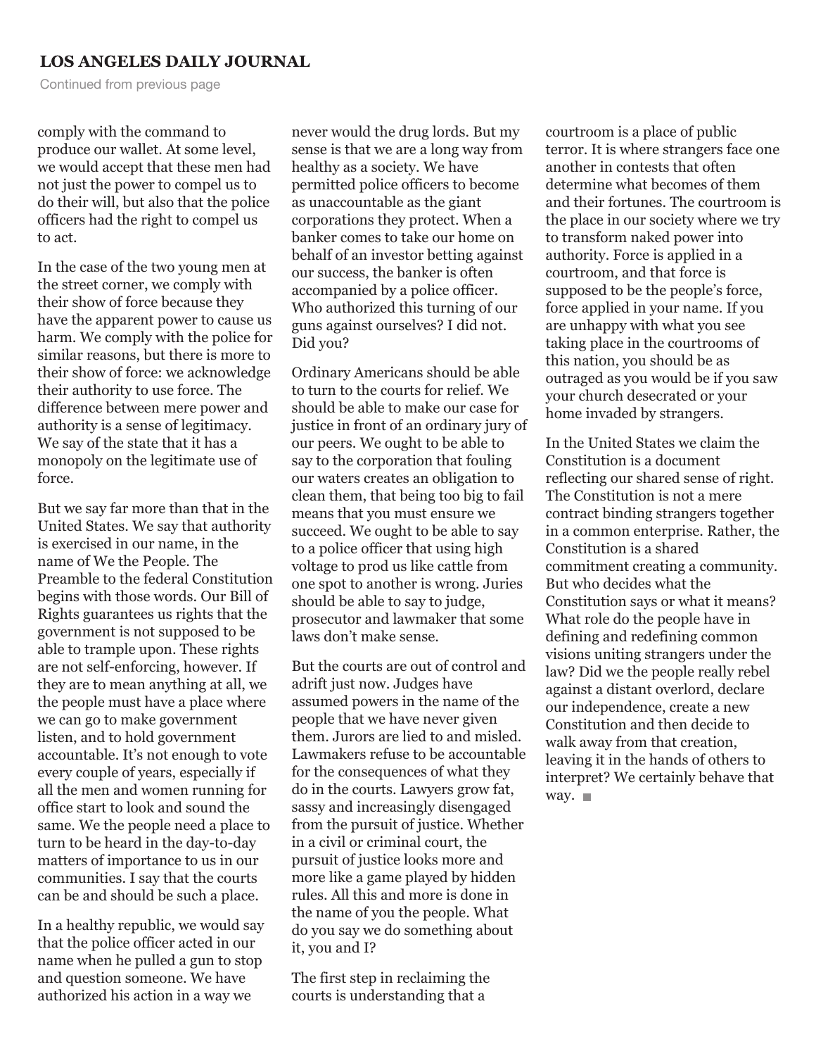comply with the command to produce our wallet. At some level, we would accept that these men had not just the power to compel us to do their will, but also that the police officers had the right to compel us to act.

In the case of the two young men at the street corner, we comply with their show of force because they have the apparent power to cause us harm. We comply with the police for similar reasons, but there is more to their show of force: we acknowledge their authority to use force. The difference between mere power and authority is a sense of legitimacy. We say of the state that it has a monopoly on the legitimate use of force.

But we say far more than that in the United States. We say that authority is exercised in our name, in the name of We the People. The Preamble to the federal Constitution begins with those words. Our Bill of Rights guarantees us rights that the government is not supposed to be able to trample upon. These rights are not self-enforcing, however. If they are to mean anything at all, we the people must have a place where we can go to make government listen, and to hold government accountable. It's not enough to vote every couple of years, especially if all the men and women running for office start to look and sound the same. We the people need a place to turn to be heard in the day-to-day matters of importance to us in our communities. I say that the courts can be and should be such a place.

In a healthy republic, we would say that the police officer acted in our name when he pulled a gun to stop and question someone. We have authorized his action in a way we never would the drug lords. But my sense is that we are a long way from healthy as a society. We have permitted police officers to become as unaccountable as the giant corporations they protect. When a banker comes to take our home on behalf of an investor betting against our success, the banker is often accompanied by a police officer. Who authorized this turning of our guns against ourselves? I did not. Did you?

Ordinary Americans should be able to turn to the courts for relief. We should be able to make our case for justice in front of an ordinary jury of our peers. We ought to be able to say to the corporation that fouling our waters creates an obligation to clean them, that being too big to fail means that you must ensure we succeed. We ought to be able to say to a police officer that using high voltage to prod us like cattle from one spot to another is wrong. Juries should be able to say to judge, prosecutor and lawmaker that some laws don't make sense.

But the courts are out of control and adrift just now. Judges have assumed powers in the name of the people that we have never given them. Jurors are lied to and misled. Lawmakers refuse to be accountable for the consequences of what they do in the courts. Lawyers grow fat, sassy and increasingly disengaged from the pursuit of justice. Whether in a civil or criminal court, the pursuit of justice looks more and more like a game played by hidden rules. All this and more is done in the name of you the people. What do you say we do something about it, you and I?

The first step in reclaiming the courts is understanding that a courtroom is a place of public terror. It is where strangers face one another in contests that often determine what becomes of them and their fortunes. The courtroom is the place in our society where we try to transform naked power into authority. Force is applied in a courtroom, and that force is supposed to be the people's force, force applied in your name. If you are unhappy with what you see taking place in the courtrooms of this nation, you should be as outraged as you would be if you saw your church desecrated or your home invaded by strangers.

In the United States we claim the Constitution is a document reflecting our shared sense of right. The Constitution is not a mere contract binding strangers together in a common enterprise. Rather, the Constitution is a shared commitment creating a community. But who decides what the Constitution says or what it means? What role do the people have in defining and redefining common visions uniting strangers under the law? Did we the people really rebel against a distant overlord, declare our independence, create a new Constitution and then decide to walk away from that creation, leaving it in the hands of others to interpret? We certainly behave that way. ■